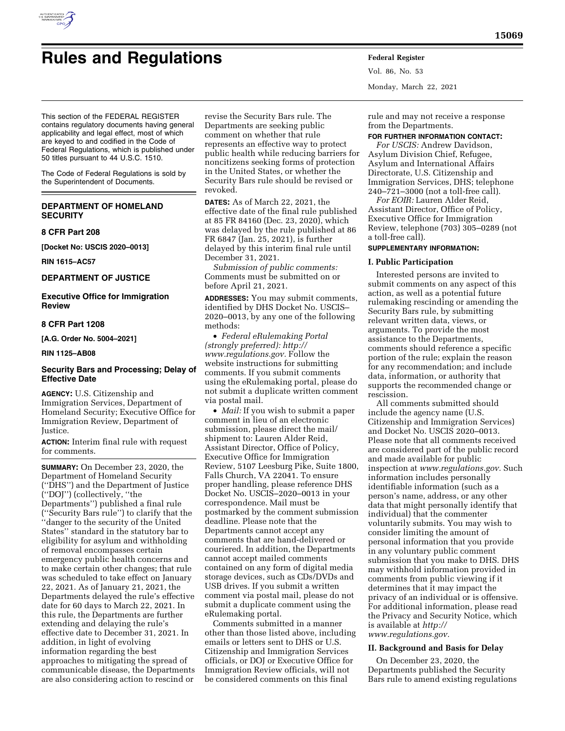# Rules and Regulations

This section of the FEDERAL REGISTER contains regulatory documents having general applicability and legal effect, most of which are keyed to and codified in the Code of Federal Regulations, which is published under 50 titles pursuant to 44 U.S.C. 1510.

The Code of Federal Regulations is sold by the Superintendent of Documents.

## DEPARTMENT OF HOMELAND SECURITY

### 8 CFR Part 208

**[Docket No: USCIS 2020–0013]**

**RIN 1615–AC57**

## DEPARTMENT OF JUSTICE

### Executive Office for Immigration Review

### 8 CFR Part 1208

**[A.G. Order No. 5004–2021]**

**RIN 1125–AB08**

## Security Bars and Processing; Delay of Effective Date

**AGENCY:** U.S. Citizenship and Immigration Services, Department of Homeland Security; Executive Office for Immigration Review, Department of Justice.

**ACTION:** Interim final rule with request for comments.

**SUMMARY:** On December 23, 2020, the Department of Homeland Security (''DHS'') and the Department of Justice (''DOJ'') (collectively, ''the Departments'') published a final rule (''Security Bars rule'') to clarify that the ''danger to the security of the United States'' standard in the statutory bar to eligibility for asylum and withholding of removal encompasses certain emergency public health concerns and to make certain other changes; that rule was scheduled to take effect on January 22, 2021. As of January 21, 2021, the Departments delayed the rule's effective date for 60 days to March 22, 2021. In this rule, the Departments are further extending and delaying the rule's effective date to December 31, 2021. In addition, in light of evolving information regarding the best approaches to mitigating the spread of communicable disease, the Departments are also considering action to rescind or revise the Security Bars rule. The Departments are seeking public comment on whether that rule represents an effective way to protect public health while reducing barriers for noncitizens seeking forms of protection in the United States, or whether the Security Bars rule should be revised or revoked.

**DATES:** As of March 22, 2021, the effective date of the final rule published at 85 FR 84160 (Dec. 23, 2020), which was delayed by the rule published at 86 FR 6847 (Jan. 25, 2021), is further delayed by this interim final rule until December 31, 2021.

*Submission of public comments:* Comments must be submitted on or before April 21, 2021.

**ADDRESSES:** You may submit comments, identified by DHS Docket No. USCIS–2020–0013, by any one of the following methods:

- *Federal eRulemaking Portal (strongly preferred): http://www.regulations.gov.* Follow the website instructions for submitting comments. If you submit comments using the eRulemaking portal, please do not submit a duplicate written comment via postal mail.
- *Mail:* If you wish to submit a paper comment in lieu of an electronic submission, please direct the mail/shipment to: Lauren Alder Reid, Assistant Director, Office of Policy, Executive Office for Immigration Review, 5107 Leesburg Pike, Suite 1800, Falls Church, VA 22041. To ensure proper handling, please reference DHS Docket No. USCIS–2020–0013 in your correspondence. Mail must be postmarked by the comment submission deadline. Please note that the Departments cannot accept any comments that are hand-delivered or couriered. In addition, the Departments cannot accept mailed comments contained on any form of digital media storage devices, such as CDs/DVDs and USB drives. If you submit a written comment via postal mail, please do not submit a duplicate comment using the eRulemaking portal.

Comments submitted in a manner other than those listed above, including emails or letters sent to DHS or U.S. Citizenship and Immigration Services officials, or DOJ or Executive Office for Immigration Review officials, will not be considered comments on this final rule and may not receive a response from the Departments.

**FOR FURTHER INFORMATION CONTACT:**

*For USCIS:* Andrew Davidson, Asylum Division Chief, Refugee, Asylum and International Affairs Directorate, U.S. Citizenship and Immigration Services, DHS; telephone 240–721–3000 (not a toll-free call).

*For EOIR:* Lauren Alder Reid, Assistant Director, Office of Policy, Executive Office for Immigration Review, telephone (703) 305–0289 (not a toll-free call).

**SUPPLEMENTARY INFORMATION:**

### I. Public Participation

Interested persons are invited to submit comments on any aspect of this action, as well as a potential future rulemaking rescinding or amending the Security Bars rule, by submitting relevant written data, views, or arguments. To provide the most assistance to the Departments, comments should reference a specific portion of the rule; explain the reason for any recommendation; and include data, information, or authority that supports the recommended change or rescission.

All comments submitted should include the agency name (U.S. Citizenship and Immigration Services) and Docket No. USCIS 2020–0013. Please note that all comments received are considered part of the public record and made available for public inspection at *www.regulations.gov.* Such information includes personally identifiable information (such as a person's name, address, or any other data that might personally identify that individual) that the commenter voluntarily submits. You may wish to consider limiting the amount of personal information that you provide in any voluntary public comment submission that you make to DHS. DHS may withhold information provided in comments from public viewing if it determines that it may impact the privacy of an individual or is offensive. For additional information, please read the Privacy and Security Notice, which is available at *http://www.regulations.gov.*

### II. Background and Basis for Delay

On December 23, 2020, the Departments published the Security Bars rule to amend existing regulations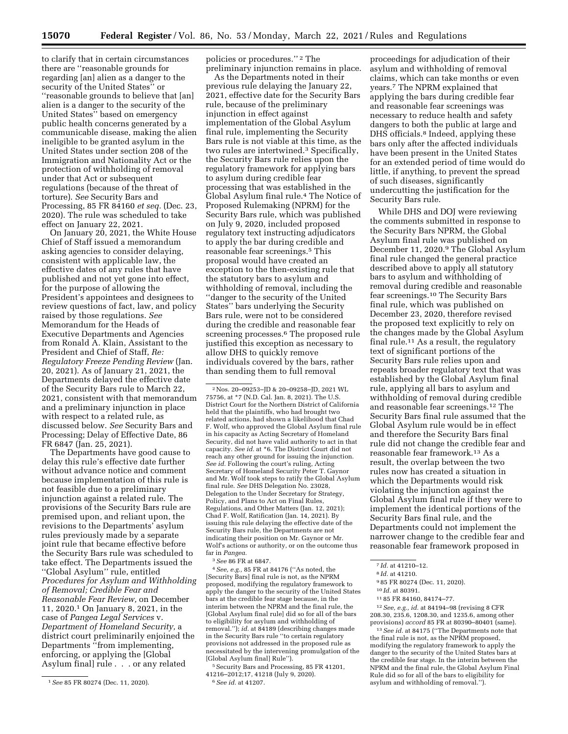to clarify that in certain circumstances there are "reasonable grounds for regarding [an] alien as a danger to the security of the United States" or "reasonable grounds to believe that [an] alien is a danger to the security of the United States" based on emergency public health concerns generated by a communicable disease, making the alien ineligible to be granted asylum in the United States under section 208 of the Immigration and Nationality Act or the protection of withholding of removal under that Act or subsequent regulations (because of the threat of torture). *See* Security Bars and Processing, 85 FR 84160 *et seq.* (Dec. 23, 2020). The rule was scheduled to take effect on January 22, 2021.

On January 20, 2021, the White House Chief of Staff issued a memorandum asking agencies to consider delaying, consistent with applicable law, the effective dates of any rules that have published and not yet gone into effect, for the purpose of allowing the President's appointees and designees to review questions of fact, law, and policy raised by those regulations. *See* Memorandum for the Heads of Executive Departments and Agencies from Ronald A. Klain, Assistant to the President and Chief of Staff, *Re: Regulatory Freeze Pending Review* (Jan. 20, 2021). As of January 21, 2021, the Departments delayed the effective date of the Security Bars rule to March 22, 2021, consistent with that memorandum and a preliminary injunction in place with respect to a related rule, as discussed below. *See* Security Bars and Processing; Delay of Effective Date, 86 FR 6847 (Jan. 25, 2021).

The Departments have good cause to delay this rule's effective date further without advance notice and comment because implementation of this rule is not feasible due to a preliminary injunction against a related rule. The provisions of the Security Bars rule are premised upon, and reliant upon, the revisions to the Departments' asylum rules previously made by a separate joint rule that became effective before the Security Bars rule was scheduled to take effect. The Departments issued the "Global Asylum" rule, entitled *Procedures for Asylum and Withholding of Removal; Credible Fear and Reasonable Fear Review,* on December 11, 2020.[1] On January 8, 2021, in the case of *Pangea Legal Services* v. *Department of Homeland Security,* a district court preliminarily enjoined the Departments "from implementing, enforcing, or applying the [Global Asylum final] rule . . . or any related policies or procedures."[2] The preliminary injunction remains in place.

As the Departments noted in their previous rule delaying the January 22, 2021, effective date for the Security Bars rule, because of the preliminary injunction in effect against implementation of the Global Asylum final rule, implementing the Security Bars rule is not viable at this time, as the two rules are intertwined.[3] Specifically, the Security Bars rule relies upon the regulatory framework for applying bars to asylum during credible fear processing that was established in the Global Asylum final rule.[4] The Notice of Proposed Rulemaking (NPRM) for the Security Bars rule, which was published on July 9, 2020, included proposed regulatory text instructing adjudicators to apply the bar during credible and reasonable fear screenings.[5] This proposal would have created an exception to the then-existing rule that the statutory bars to asylum and withholding of removal, including the "danger to the security of the United States" bars underlying the Security Bars rule, were not to be considered during the credible and reasonable fear screening processes.[6] The proposed rule justified this exception as necessary to allow DHS to quickly remove individuals covered by the bars, rather than sending them to full removal proceedings for adjudication of their asylum and withholding of removal claims, which can take months or even years.[7] The NPRM explained that applying the bars during credible fear and reasonable fear screenings was necessary to reduce health and safety dangers to both the public at large and DHS officials.[8] Indeed, applying these bars only after the affected individuals have been present in the United States for an extended period of time would do little, if anything, to prevent the spread of such diseases, significantly undercutting the justification for the Security Bars rule.

While DHS and DOJ were reviewing the comments submitted in response to the Security Bars NPRM, the Global Asylum final rule was published on December 11, 2020.[9] The Global Asylum final rule changed the general practice described above to apply all statutory bars to asylum and withholding of removal during credible and reasonable fear screenings.[10] The Security Bars final rule, which was published on December 23, 2020, therefore revised the proposed text explicitly to rely on the changes made by the Global Asylum final rule.[11] As a result, the regulatory text of significant portions of the Security Bars rule relies upon and repeats broader regulatory text that was established by the Global Asylum final rule, applying all bars to asylum and withholding of removal during credible and reasonable fear screenings.[12] The Security Bars final rule assumed that the Global Asylum rule would be in effect and therefore the Security Bars final rule did not change the credible fear and reasonable fear framework.[13] As a result, the overlap between the two rules now has created a situation in which the Departments would risk violating the injunction against the Global Asylum final rule if they were to implement the identical portions of the Security Bars final rule, and the Departments could not implement the narrower change to the credible fear and reasonable fear framework proposed in

---

[1] *See* 85 FR 80274 (Dec. 11, 2020).

[2] Nos. 20–09253–JD & 20–09258–JD, 2021 WL 75756, at *7 (N.D. Cal. Jan. 8, 2021). The U.S. District Court for the Northern District of California held that the plaintiffs, who had brought two related actions, had shown a likelihood that Chad F. Wolf, who approved the Global Asylum final rule in his capacity as Acting Secretary of Homeland Security, did not have valid authority to act in that capacity. *See id.* at *6. The District Court did not reach any other ground for issuing the injunction. *See id.* Following the court's ruling, Acting Secretary of Homeland Security Peter T. Gaynor and Mr. Wolf took steps to ratify the Global Asylum final rule. *See* DHS Delegation No. 23028, Delegation to the Under Secretary for Strategy, Policy, and Plans to Act on Final Rules, Regulations, and Other Matters (Jan. 12, 2021); Chad F. Wolf, Ratification (Jan. 14, 2021). By issuing this rule delaying the effective date of the Security Bars rule, the Departments are not indicating their position on Mr. Gaynor or Mr. Wolf's actions or authority, or on the outcome thus far in *Pangea.*

[3] *See* 86 FR at 6847.

[4] *See, e.g.,* 85 FR at 84176 ("As noted, the [Security Bars] final rule is not, as the NPRM proposed, modifying the regulatory framework to apply the danger to the security of the United States bars at the credible fear stage because, in the interim between the NPRM and the final rule, the [Global Asylum final rule] did so for all of the bars to eligibility for asylum and withholding of removal."); *id.* at 84189 (describing changes made in the Security Bars rule "to certain regulatory provisions not addressed in the proposed rule as necessitated by the intervening promulgation of the [Global Asylum final] Rule").

[5] Security Bars and Processing, 85 FR 41201, 41216–2012;17, 41218 (July 9, 2020).

[6] *See id.* at 41207.

[7] *Id.* at 41210–12.

[8] *Id.* at 41210.

[9] 85 FR 80274 (Dec. 11, 2020).

[10] *Id.* at 80391.

[11] 85 FR 84160, 84174–77.

[12] *See, e.g., id.* at 84194–98 (revising 8 CFR 208.30, 235.6, 1208.30, and 1235.6, among other provisions) *accord* 85 FR at 80390–80401 (same).

[13] *See id.* at 84175 ("The Departments note that the final rule is not, as the NPRM proposed, modifying the regulatory framework to apply the danger to the security of the United States bars at the credible fear stage. In the interim between the NPRM and the final rule, the Global Asylum Final Rule did so for all of the bars to eligibility for asylum and withholding of removal.").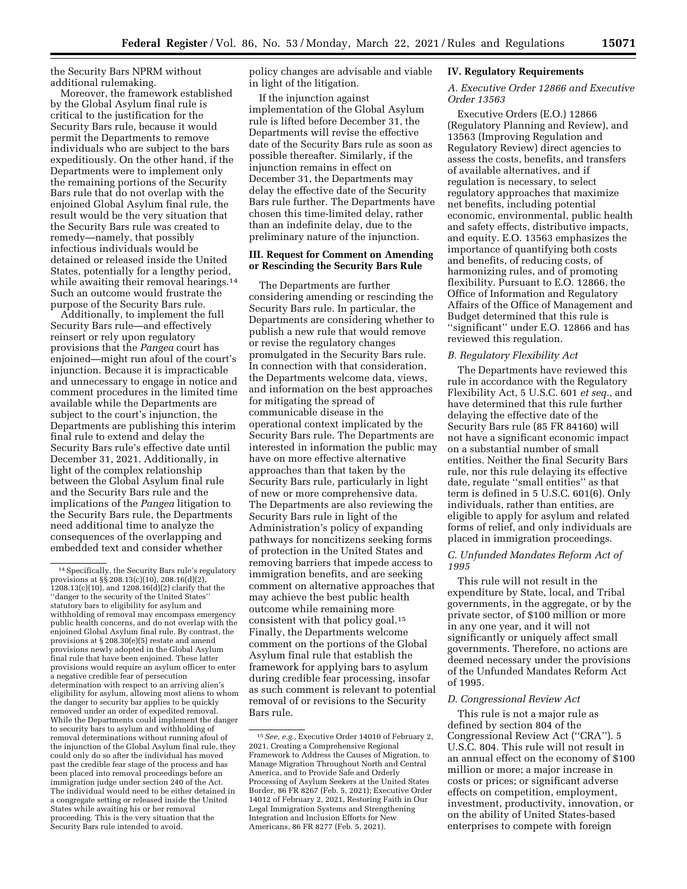the Security Bars NPRM without additional rulemaking.

Moreover, the framework established by the Global Asylum final rule is critical to the justification for the Security Bars rule, because it would permit the Departments to remove individuals who are subject to the bars expeditiously. On the other hand, if the Departments were to implement only the remaining portions of the Security Bars rule that do not overlap with the enjoined Global Asylum final rule, the result would be the very situation that the Security Bars rule was created to remedy—namely, that possibly infectious individuals would be detained or released inside the United States, potentially for a lengthy period, while awaiting their removal hearings.[14] Such an outcome would frustrate the purpose of the Security Bars rule.

Additionally, to implement the full Security Bars rule—and effectively reinsert or rely upon regulatory provisions that the *Pangea* court has enjoined—might run afoul of the court's injunction. Because it is impracticable and unnecessary to engage in notice and comment procedures in the limited time available while the Departments are subject to the court's injunction, the Departments are publishing this interim final rule to extend and delay the Security Bars rule's effective date until December 31, 2021. Additionally, in light of the complex relationship between the Global Asylum final rule and the Security Bars rule and the implications of the *Pangea* litigation to the Security Bars rule, the Departments need additional time to analyze the consequences of the overlapping and embedded text and consider whether policy changes are advisable and viable in light of the litigation.

If the injunction against implementation of the Global Asylum rule is lifted before December 31, the Departments will revise the effective date of the Security Bars rule as soon as possible thereafter. Similarly, if the injunction remains in effect on December 31, the Departments may delay the effective date of the Security Bars rule further. The Departments have chosen this time-limited delay, rather than an indefinite delay, due to the preliminary nature of the injunction.

## III. Request for Comment on Amending or Rescinding the Security Bars Rule

The Departments are further considering amending or rescinding the Security Bars rule. In particular, the Departments are considering whether to publish a new rule that would remove or revise the regulatory changes promulgated in the Security Bars rule. In connection with that consideration, the Departments welcome data, views, and information on the best approaches for mitigating the spread of communicable disease in the operational context implicated by the Security Bars rule. The Departments are interested in information the public may have on more effective alternative approaches than that taken by the Security Bars rule, particularly in light of new or more comprehensive data. The Departments are also reviewing the Security Bars rule in light of the Administration's policy of expanding pathways for noncitizens seeking forms of protection in the United States and removing barriers that impede access to immigration benefits, and are seeking comment on alternative approaches that may achieve the best public health outcome while remaining more consistent with that policy goal.[15] Finally, the Departments welcome comment on the portions of the Global Asylum final rule that establish the framework for applying bars to asylum during credible fear processing, insofar as such comment is relevant to potential removal of or revisions to the Security Bars rule.

## IV. Regulatory Requirements

### A. Executive Order 12866 and Executive Order 13563

Executive Orders (E.O.) 12866 (Regulatory Planning and Review), and 13563 (Improving Regulation and Regulatory Review) direct agencies to assess the costs, benefits, and transfers of available alternatives, and if regulation is necessary, to select regulatory approaches that maximize net benefits, including potential economic, environmental, public health and safety effects, distributive impacts, and equity. E.O. 13563 emphasizes the importance of quantifying both costs and benefits, of reducing costs, of harmonizing rules, and of promoting flexibility. Pursuant to E.O. 12866, the Office of Information and Regulatory Affairs of the Office of Management and Budget determined that this rule is "significant" under E.O. 12866 and has reviewed this regulation.

### B. Regulatory Flexibility Act

The Departments have reviewed this rule in accordance with the Regulatory Flexibility Act, 5 U.S.C. 601 *et seq.,* and have determined that this rule further delaying the effective date of the Security Bars rule (85 FR 84160) will not have a significant economic impact on a substantial number of small entities. Neither the final Security Bars rule, nor this rule delaying its effective date, regulate "small entities" as that term is defined in 5 U.S.C. 601(6). Only individuals, rather than entities, are eligible to apply for asylum and related forms of relief, and only individuals are placed in immigration proceedings.

### C. Unfunded Mandates Reform Act of 1995

This rule will not result in the expenditure by State, local, and Tribal governments, in the aggregate, or by the private sector, of $100 million or more in any one year, and it will not significantly or uniquely affect small governments. Therefore, no actions are deemed necessary under the provisions of the Unfunded Mandates Reform Act of 1995.

### D. Congressional Review Act

This rule is not a major rule as defined by section 804 of the Congressional Review Act ("CRA"). 5 U.S.C. 804. This rule will not result in an annual effect on the economy of $100 million or more; a major increase in costs or prices; or significant adverse effects on competition, employment, investment, productivity, innovation, or on the ability of United States-based enterprises to compete with foreign

---

[14] Specifically, the Security Bars rule's regulatory provisions at §§ 208.13(c)(10), 208.16(d)(2), 1208.13(c)(10), and 1208.16(d)(2) clarify that the "danger to the security of the United States" statutory bars to eligibility for asylum and withholding of removal may encompass emergency public health concerns, and do not overlap with the enjoined Global Asylum final rule. By contrast, the provisions at § 208.30(e)(5) restate and amend provisions newly adopted in the Global Asylum final rule that have been enjoined. These latter provisions would require an asylum officer to enter a negative credible fear of persecution determination with respect to an arriving alien's eligibility for asylum, allowing most aliens to whom the danger to security bar applies to be quickly removed under an order of expedited removal. While the Departments could implement the danger to security bars to asylum and withholding of removal determinations without running afoul of the injunction of the Global Asylum final rule, they could only do so after the individual has moved past the credible fear stage of the process and has been placed into removal proceedings before an immigration judge under section 240 of the Act. The individual would need to be either detained in a congregate setting or released inside the United States while awaiting his or her removal proceeding. This is the very situation that the Security Bars rule intended to avoid.

[15] *See, e.g.,* Executive Order 14010 of February 2, 2021, Creating a Comprehensive Regional Framework to Address the Causes of Migration, to Manage Migration Throughout North and Central America, and to Provide Safe and Orderly Processing of Asylum Seekers at the United States Border, 86 FR 8267 (Feb. 5, 2021); Executive Order 14012 of February 2, 2021, Restoring Faith in Our Legal Immigration Systems and Strengthening Integration and Inclusion Efforts for New Americans, 86 FR 8277 (Feb. 5, 2021).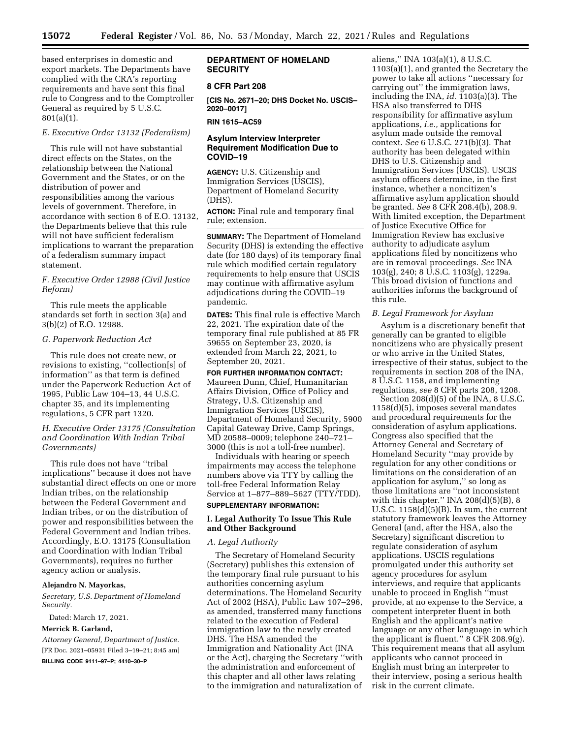based enterprises in domestic and export markets. The Departments have complied with the CRA's reporting requirements and have sent this final rule to Congress and to the Comptroller General as required by 5 U.S.C. 801(a)(1).

### *E. Executive Order 13132 (Federalism)*

This rule will not have substantial direct effects on the States, on the relationship between the National Government and the States, or on the distribution of power and responsibilities among the various levels of government. Therefore, in accordance with section 6 of E.O. 13132, the Departments believe that this rule will not have sufficient federalism implications to warrant the preparation of a federalism summary impact statement.

### *F. Executive Order 12988 (Civil Justice Reform)*

This rule meets the applicable standards set forth in section 3(a) and 3(b)(2) of E.O. 12988.

### *G. Paperwork Reduction Act*

This rule does not create new, or revisions to existing, "collection[s] of information" as that term is defined under the Paperwork Reduction Act of 1995, Public Law 104–13, 44 U.S.C. chapter 35, and its implementing regulations, 5 CFR part 1320.

### *H. Executive Order 13175 (Consultation and Coordination With Indian Tribal Governments)*

This rule does not have "tribal implications" because it does not have substantial direct effects on one or more Indian tribes, on the relationship between the Federal Government and Indian tribes, or on the distribution of power and responsibilities between the Federal Government and Indian tribes. Accordingly, E.O. 13175 (Consultation and Coordination with Indian Tribal Governments), requires no further agency action or analysis.

**Alejandro N. Mayorkas,**

*Secretary, U.S. Department of Homeland Security.*

Dated: March 17, 2021.

**Merrick B. Garland,**

*Attorney General, Department of Justice.*

[FR Doc. 2021–05931 Filed 3–19–21; 8:45 am]

**BILLING CODE 9111–97–P; 4410–30–P**

## DEPARTMENT OF HOMELAND SECURITY

### 8 CFR Part 208

**[CIS No. 2671–20; DHS Docket No. USCIS–2020–0017]**

**RIN 1615–AC59**

## Asylum Interview Interpreter Requirement Modification Due to COVID–19

**AGENCY:** U.S. Citizenship and Immigration Services (USCIS), Department of Homeland Security (DHS).

**ACTION:** Final rule and temporary final rule; extension.

**SUMMARY:** The Department of Homeland Security (DHS) is extending the effective date (for 180 days) of its temporary final rule which modified certain regulatory requirements to help ensure that USCIS may continue with affirmative asylum adjudications during the COVID–19 pandemic.

**DATES:** This final rule is effective March 22, 2021. The expiration date of the temporary final rule published at 85 FR 59655 on September 23, 2020, is extended from March 22, 2021, to September 20, 2021.

**FOR FURTHER INFORMATION CONTACT:** Maureen Dunn, Chief, Humanitarian Affairs Division, Office of Policy and Strategy, U.S. Citizenship and Immigration Services (USCIS), Department of Homeland Security, 5900 Capital Gateway Drive, Camp Springs, MD 20588–0009; telephone 240–721–3000 (this is not a toll-free number).

Individuals with hearing or speech impairments may access the telephone numbers above via TTY by calling the toll-free Federal Information Relay Service at 1–877–889–5627 (TTY/TDD).

**SUPPLEMENTARY INFORMATION:**

## I. Legal Authority To Issue This Rule and Other Background

### *A. Legal Authority*

The Secretary of Homeland Security (Secretary) publishes this extension of the temporary final rule pursuant to his authorities concerning asylum determinations. The Homeland Security Act of 2002 (HSA), Public Law 107–296, as amended, transferred many functions related to the execution of Federal immigration law to the newly created DHS. The HSA amended the Immigration and Nationality Act (INA or the Act), charging the Secretary "with the administration and enforcement of this chapter and all other laws relating to the immigration and naturalization of aliens," INA 103(a)(1), 8 U.S.C. 1103(a)(1), and granted the Secretary the power to take all actions "necessary for carrying out" the immigration laws, including the INA, *id.* 1103(a)(3). The HSA also transferred to DHS responsibility for affirmative asylum applications, *i.e.,* applications for asylum made outside the removal context. *See* 6 U.S.C. 271(b)(3). That authority has been delegated within DHS to U.S. Citizenship and Immigration Services (USCIS). USCIS asylum officers determine, in the first instance, whether a noncitizen's affirmative asylum application should be granted. *See* 8 CFR 208.4(b), 208.9. With limited exception, the Department of Justice Executive Office for Immigration Review has exclusive authority to adjudicate asylum applications filed by noncitizens who are in removal proceedings. *See* INA 103(g), 240; 8 U.S.C. 1103(g), 1229a. This broad division of functions and authorities informs the background of this rule.

### *B. Legal Framework for Asylum*

Asylum is a discretionary benefit that generally can be granted to eligible noncitizens who are physically present or who arrive in the United States, irrespective of their status, subject to the requirements in section 208 of the INA, 8 U.S.C. 1158, and implementing regulations, *see* 8 CFR parts 208, 1208.

Section 208(d)(5) of the INA, 8 U.S.C. 1158(d)(5), imposes several mandates and procedural requirements for the consideration of asylum applications. Congress also specified that the Attorney General and Secretary of Homeland Security "may provide by regulation for any other conditions or limitations on the consideration of an application for asylum," so long as those limitations are "not inconsistent with this chapter." INA 208(d)(5)(B), 8 U.S.C. 1158(d)(5)(B). In sum, the current statutory framework leaves the Attorney General (and, after the HSA, also the Secretary) significant discretion to regulate consideration of asylum applications. USCIS regulations promulgated under this authority set agency procedures for asylum interviews, and require that applicants unable to proceed in English "must provide, at no expense to the Service, a competent interpreter fluent in both English and the applicant's native language or any other language in which the applicant is fluent." 8 CFR 208.9(g). This requirement means that all asylum applicants who cannot proceed in English must bring an interpreter to their interview, posing a serious health risk in the current climate.